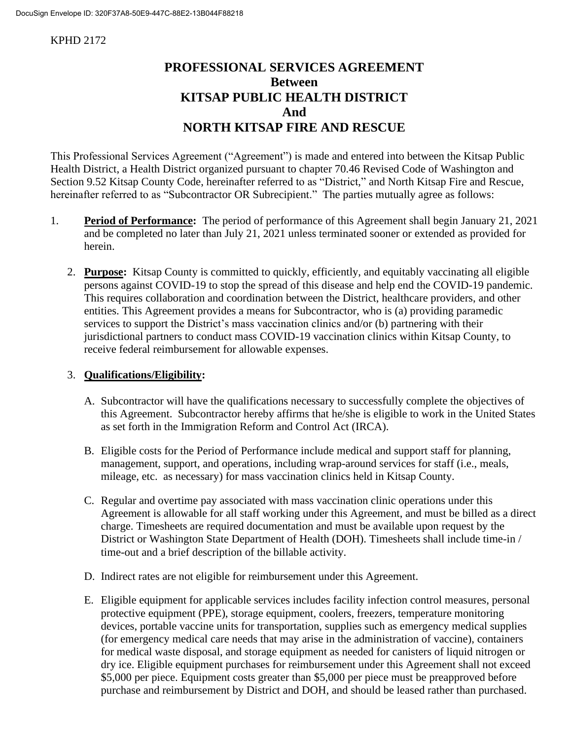KPHD 2172

# PROFESSIONAL SERVICES AGREEMENT
# Between
# KITSAP PUBLIC HEALTH DISTRICT
# And
# NORTH KITSAP FIRE AND RESCUE

This Professional Services Agreement ("Agreement") is made and entered into between the Kitsap Public Health District, a Health District organized pursuant to chapter 70.46 Revised Code of Washington and Section 9.52 Kitsap County Code, hereinafter referred to as "District," and North Kitsap Fire and Rescue, hereinafter referred to as "Subcontractor OR Subrecipient." The parties mutually agree as follows:

1. **Period of Performance:** The period of performance of this Agreement shall begin January 21, 2021 and be completed no later than July 21, 2021 unless terminated sooner or extended as provided for herein.

2. **Purpose:** Kitsap County is committed to quickly, efficiently, and equitably vaccinating all eligible persons against COVID-19 to stop the spread of this disease and help end the COVID-19 pandemic. This requires collaboration and coordination between the District, healthcare providers, and other entities. This Agreement provides a means for Subcontractor, who is (a) providing paramedic services to support the District's mass vaccination clinics and/or (b) partnering with their jurisdictional partners to conduct mass COVID-19 vaccination clinics within Kitsap County, to receive federal reimbursement for allowable expenses.

3. **Qualifications/Eligibility:**

   A. Subcontractor will have the qualifications necessary to successfully complete the objectives of this Agreement. Subcontractor hereby affirms that he/she is eligible to work in the United States as set forth in the Immigration Reform and Control Act (IRCA).

   B. Eligible costs for the Period of Performance include medical and support staff for planning, management, support, and operations, including wrap-around services for staff (i.e., meals, mileage, etc. as necessary) for mass vaccination clinics held in Kitsap County.

   C. Regular and overtime pay associated with mass vaccination clinic operations under this Agreement is allowable for all staff working under this Agreement, and must be billed as a direct charge. Timesheets are required documentation and must be available upon request by the District or Washington State Department of Health (DOH). Timesheets shall include time-in / time-out and a brief description of the billable activity.

   D. Indirect rates are not eligible for reimbursement under this Agreement.

   E. Eligible equipment for applicable services includes facility infection control measures, personal protective equipment (PPE), storage equipment, coolers, freezers, temperature monitoring devices, portable vaccine units for transportation, supplies such as emergency medical supplies (for emergency medical care needs that may arise in the administration of vaccine), containers for medical waste disposal, and storage equipment as needed for canisters of liquid nitrogen or dry ice. Eligible equipment purchases for reimbursement under this Agreement shall not exceed $5,000 per piece. Equipment costs greater than $5,000 per piece must be preapproved before purchase and reimbursement by District and DOH, and should be leased rather than purchased.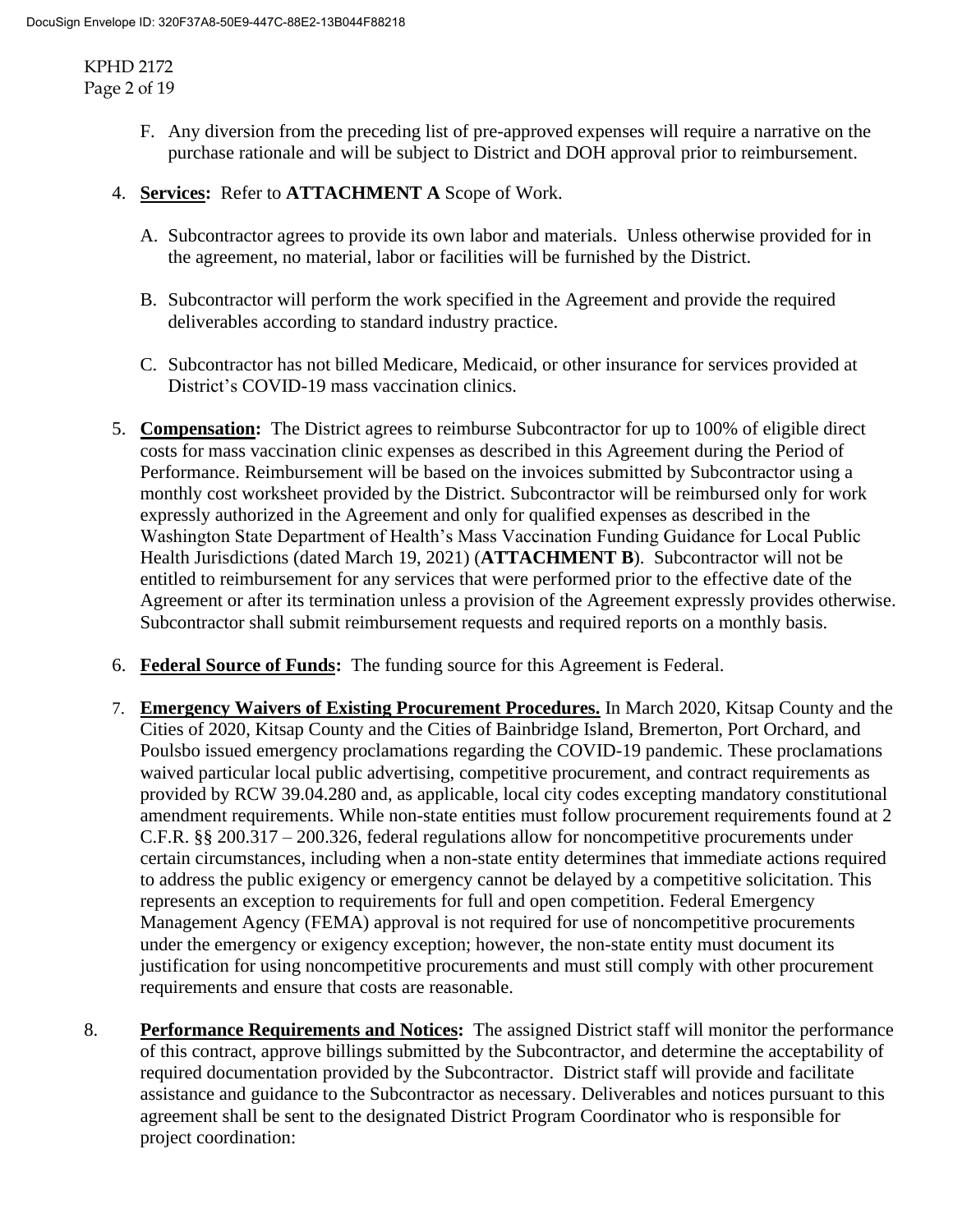F. Any diversion from the preceding list of pre-approved expenses will require a narrative on the purchase rationale and will be subject to District and DOH approval prior to reimbursement.

4. **Services:** Refer to **ATTACHMENT A** Scope of Work.

   A. Subcontractor agrees to provide its own labor and materials. Unless otherwise provided for in the agreement, no material, labor or facilities will be furnished by the District.

   B. Subcontractor will perform the work specified in the Agreement and provide the required deliverables according to standard industry practice.

   C. Subcontractor has not billed Medicare, Medicaid, or other insurance for services provided at District's COVID-19 mass vaccination clinics.

5. **Compensation:** The District agrees to reimburse Subcontractor for up to 100% of eligible direct costs for mass vaccination clinic expenses as described in this Agreement during the Period of Performance. Reimbursement will be based on the invoices submitted by Subcontractor using a monthly cost worksheet provided by the District. Subcontractor will be reimbursed only for work expressly authorized in the Agreement and only for qualified expenses as described in the Washington State Department of Health's Mass Vaccination Funding Guidance for Local Public Health Jurisdictions (dated March 19, 2021) (**ATTACHMENT B**). Subcontractor will not be entitled to reimbursement for any services that were performed prior to the effective date of the Agreement or after its termination unless a provision of the Agreement expressly provides otherwise. Subcontractor shall submit reimbursement requests and required reports on a monthly basis.

6. **Federal Source of Funds:** The funding source for this Agreement is Federal.

7. **Emergency Waivers of Existing Procurement Procedures.** In March 2020, Kitsap County and the Cities of 2020, Kitsap County and the Cities of Bainbridge Island, Bremerton, Port Orchard, and Poulsbo issued emergency proclamations regarding the COVID-19 pandemic. These proclamations waived particular local public advertising, competitive procurement, and contract requirements as provided by RCW 39.04.280 and, as applicable, local city codes excepting mandatory constitutional amendment requirements. While non-state entities must follow procurement requirements found at 2 C.F.R. §§ 200.317 – 200.326, federal regulations allow for noncompetitive procurements under certain circumstances, including when a non-state entity determines that immediate actions required to address the public exigency or emergency cannot be delayed by a competitive solicitation. This represents an exception to requirements for full and open competition. Federal Emergency Management Agency (FEMA) approval is not required for use of noncompetitive procurements under the emergency or exigency exception; however, the non-state entity must document its justification for using noncompetitive procurements and must still comply with other procurement requirements and ensure that costs are reasonable.

8. **Performance Requirements and Notices:** The assigned District staff will monitor the performance of this contract, approve billings submitted by the Subcontractor, and determine the acceptability of required documentation provided by the Subcontractor. District staff will provide and facilitate assistance and guidance to the Subcontractor as necessary. Deliverables and notices pursuant to this agreement shall be sent to the designated District Program Coordinator who is responsible for project coordination: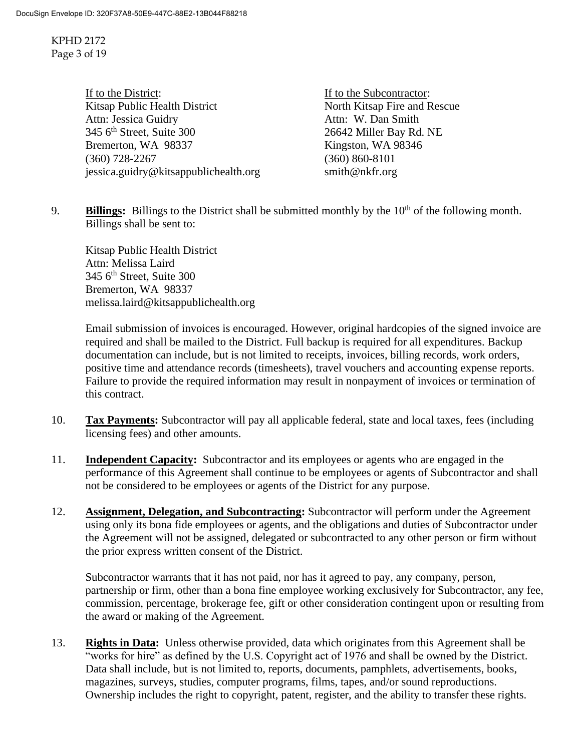If to the District:
Kitsap Public Health District
Attn: Jessica Guidry
345 6th Street, Suite 300
Bremerton, WA 98337
(360) 728-2267
jessica.guidry@kitsappublichealth.org

If to the Subcontractor:
North Kitsap Fire and Rescue
Attn: W. Dan Smith
26642 Miller Bay Rd. NE
Kingston, WA 98346
(360) 860-8101
smith@nkfr.org

9. **Billings:** Billings to the District shall be submitted monthly by the 10th of the following month. Billings shall be sent to:

   Kitsap Public Health District
   Attn: Melissa Laird
   345 6th Street, Suite 300
   Bremerton, WA 98337
   melissa.laird@kitsappublichealth.org

   Email submission of invoices is encouraged. However, original hardcopies of the signed invoice are required and shall be mailed to the District. Full backup is required for all expenditures. Backup documentation can include, but is not limited to receipts, invoices, billing records, work orders, positive time and attendance records (timesheets), travel vouchers and accounting expense reports. Failure to provide the required information may result in nonpayment of invoices or termination of this contract.

10. **Tax Payments:** Subcontractor will pay all applicable federal, state and local taxes, fees (including licensing fees) and other amounts.

11. **Independent Capacity:** Subcontractor and its employees or agents who are engaged in the performance of this Agreement shall continue to be employees or agents of Subcontractor and shall not be considered to be employees or agents of the District for any purpose.

12. **Assignment, Delegation, and Subcontracting:** Subcontractor will perform under the Agreement using only its bona fide employees or agents, and the obligations and duties of Subcontractor under the Agreement will not be assigned, delegated or subcontracted to any other person or firm without the prior express written consent of the District.

    Subcontractor warrants that it has not paid, nor has it agreed to pay, any company, person, partnership or firm, other than a bona fine employee working exclusively for Subcontractor, any fee, commission, percentage, brokerage fee, gift or other consideration contingent upon or resulting from the award or making of the Agreement.

13. **Rights in Data:** Unless otherwise provided, data which originates from this Agreement shall be "works for hire" as defined by the U.S. Copyright act of 1976 and shall be owned by the District. Data shall include, but is not limited to, reports, documents, pamphlets, advertisements, books, magazines, surveys, studies, computer programs, films, tapes, and/or sound reproductions. Ownership includes the right to copyright, patent, register, and the ability to transfer these rights.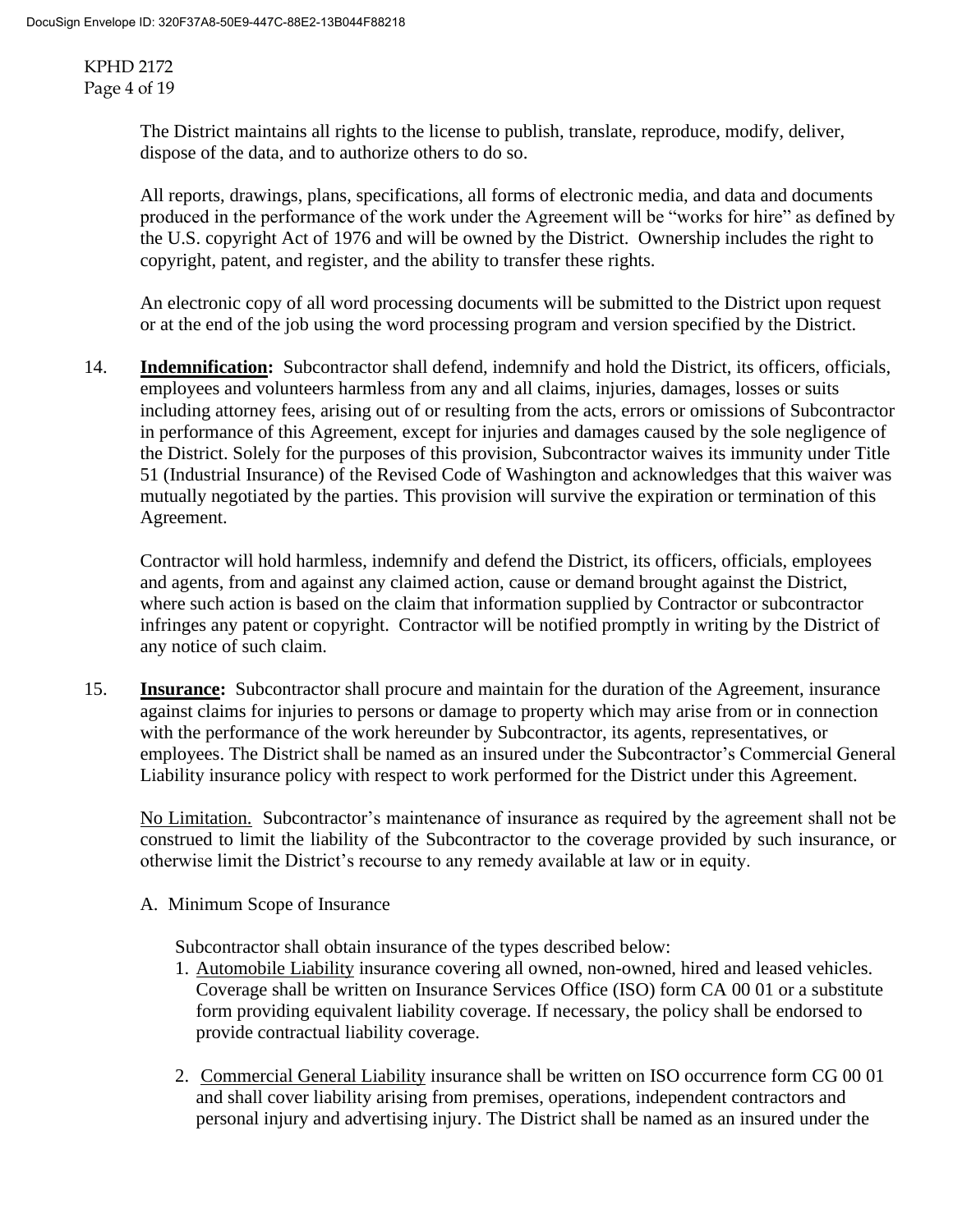The District maintains all rights to the license to publish, translate, reproduce, modify, deliver, dispose of the data, and to authorize others to do so.

All reports, drawings, plans, specifications, all forms of electronic media, and data and documents produced in the performance of the work under the Agreement will be "works for hire" as defined by the U.S. copyright Act of 1976 and will be owned by the District. Ownership includes the right to copyright, patent, and register, and the ability to transfer these rights.

An electronic copy of all word processing documents will be submitted to the District upon request or at the end of the job using the word processing program and version specified by the District.

14. **Indemnification:** Subcontractor shall defend, indemnify and hold the District, its officers, officials, employees and volunteers harmless from any and all claims, injuries, damages, losses or suits including attorney fees, arising out of or resulting from the acts, errors or omissions of Subcontractor in performance of this Agreement, except for injuries and damages caused by the sole negligence of the District. Solely for the purposes of this provision, Subcontractor waives its immunity under Title 51 (Industrial Insurance) of the Revised Code of Washington and acknowledges that this waiver was mutually negotiated by the parties. This provision will survive the expiration or termination of this Agreement.

    Contractor will hold harmless, indemnify and defend the District, its officers, officials, employees and agents, from and against any claimed action, cause or demand brought against the District, where such action is based on the claim that information supplied by Contractor or subcontractor infringes any patent or copyright. Contractor will be notified promptly in writing by the District of any notice of such claim.

15. **Insurance:** Subcontractor shall procure and maintain for the duration of the Agreement, insurance against claims for injuries to persons or damage to property which may arise from or in connection with the performance of the work hereunder by Subcontractor, its agents, representatives, or employees. The District shall be named as an insured under the Subcontractor's Commercial General Liability insurance policy with respect to work performed for the District under this Agreement.

    No Limitation. Subcontractor's maintenance of insurance as required by the agreement shall not be construed to limit the liability of the Subcontractor to the coverage provided by such insurance, or otherwise limit the District's recourse to any remedy available at law or in equity.

    A. Minimum Scope of Insurance

    Subcontractor shall obtain insurance of the types described below:

    1. Automobile Liability insurance covering all owned, non-owned, hired and leased vehicles. Coverage shall be written on Insurance Services Office (ISO) form CA 00 01 or a substitute form providing equivalent liability coverage. If necessary, the policy shall be endorsed to provide contractual liability coverage.

    2. Commercial General Liability insurance shall be written on ISO occurrence form CG 00 01 and shall cover liability arising from premises, operations, independent contractors and personal injury and advertising injury. The District shall be named as an insured under the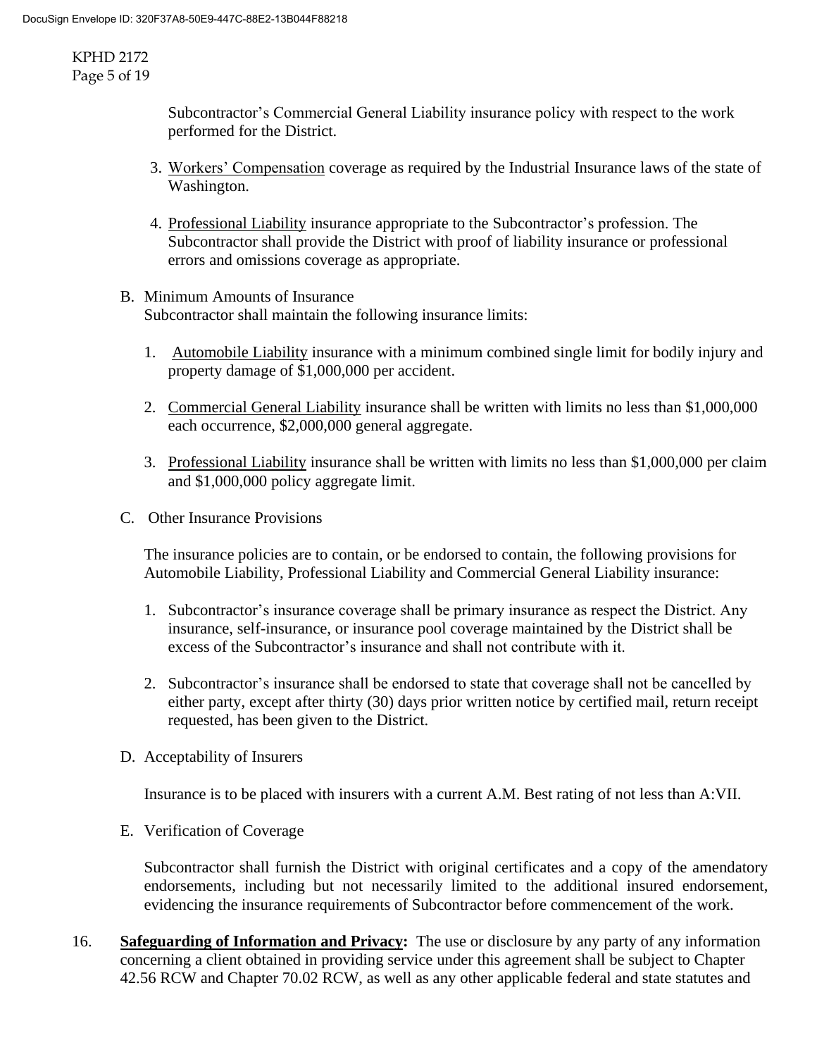Subcontractor's Commercial General Liability insurance policy with respect to the work performed for the District.

3. Workers' Compensation coverage as required by the Industrial Insurance laws of the state of Washington.

4. Professional Liability insurance appropriate to the Subcontractor's profession. The Subcontractor shall provide the District with proof of liability insurance or professional errors and omissions coverage as appropriate.

B. Minimum Amounts of Insurance
Subcontractor shall maintain the following insurance limits:

1. Automobile Liability insurance with a minimum combined single limit for bodily injury and property damage of $1,000,000 per accident.

2. Commercial General Liability insurance shall be written with limits no less than $1,000,000 each occurrence, $2,000,000 general aggregate.

3. Professional Liability insurance shall be written with limits no less than $1,000,000 per claim and $1,000,000 policy aggregate limit.

C. Other Insurance Provisions

The insurance policies are to contain, or be endorsed to contain, the following provisions for Automobile Liability, Professional Liability and Commercial General Liability insurance:

1. Subcontractor's insurance coverage shall be primary insurance as respect the District. Any insurance, self-insurance, or insurance pool coverage maintained by the District shall be excess of the Subcontractor's insurance and shall not contribute with it.

2. Subcontractor's insurance shall be endorsed to state that coverage shall not be cancelled by either party, except after thirty (30) days prior written notice by certified mail, return receipt requested, has been given to the District.

D. Acceptability of Insurers

Insurance is to be placed with insurers with a current A.M. Best rating of not less than A:VII.

E. Verification of Coverage

Subcontractor shall furnish the District with original certificates and a copy of the amendatory endorsements, including but not necessarily limited to the additional insured endorsement, evidencing the insurance requirements of Subcontractor before commencement of the work.

16. **Safeguarding of Information and Privacy:** The use or disclosure by any party of any information concerning a client obtained in providing service under this agreement shall be subject to Chapter 42.56 RCW and Chapter 70.02 RCW, as well as any other applicable federal and state statutes and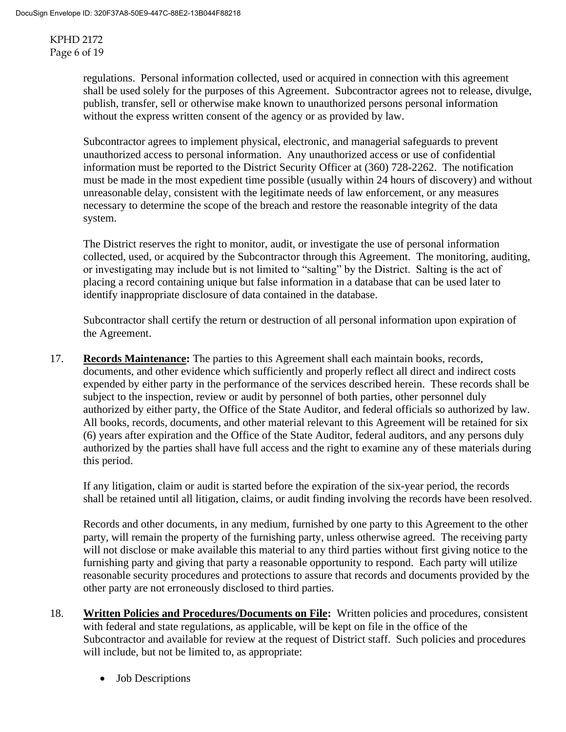regulations. Personal information collected, used or acquired in connection with this agreement shall be used solely for the purposes of this Agreement. Subcontractor agrees not to release, divulge, publish, transfer, sell or otherwise make known to unauthorized persons personal information without the express written consent of the agency or as provided by law.

Subcontractor agrees to implement physical, electronic, and managerial safeguards to prevent unauthorized access to personal information. Any unauthorized access or use of confidential information must be reported to the District Security Officer at (360) 728-2262. The notification must be made in the most expedient time possible (usually within 24 hours of discovery) and without unreasonable delay, consistent with the legitimate needs of law enforcement, or any measures necessary to determine the scope of the breach and restore the reasonable integrity of the data system.

The District reserves the right to monitor, audit, or investigate the use of personal information collected, used, or acquired by the Subcontractor through this Agreement. The monitoring, auditing, or investigating may include but is not limited to "salting" by the District. Salting is the act of placing a record containing unique but false information in a database that can be used later to identify inappropriate disclosure of data contained in the database.

Subcontractor shall certify the return or destruction of all personal information upon expiration of the Agreement.

17. **Records Maintenance:** The parties to this Agreement shall each maintain books, records, documents, and other evidence which sufficiently and properly reflect all direct and indirect costs expended by either party in the performance of the services described herein. These records shall be subject to the inspection, review or audit by personnel of both parties, other personnel duly authorized by either party, the Office of the State Auditor, and federal officials so authorized by law. All books, records, documents, and other material relevant to this Agreement will be retained for six (6) years after expiration and the Office of the State Auditor, federal auditors, and any persons duly authorized by the parties shall have full access and the right to examine any of these materials during this period.

   If any litigation, claim or audit is started before the expiration of the six-year period, the records shall be retained until all litigation, claims, or audit finding involving the records have been resolved.

   Records and other documents, in any medium, furnished by one party to this Agreement to the other party, will remain the property of the furnishing party, unless otherwise agreed. The receiving party will not disclose or make available this material to any third parties without first giving notice to the furnishing party and giving that party a reasonable opportunity to respond. Each party will utilize reasonable security procedures and protections to assure that records and documents provided by the other party are not erroneously disclosed to third parties.

18. **Written Policies and Procedures/Documents on File:** Written policies and procedures, consistent with federal and state regulations, as applicable, will be kept on file in the office of the Subcontractor and available for review at the request of District staff. Such policies and procedures will include, but not be limited to, as appropriate:

   - Job Descriptions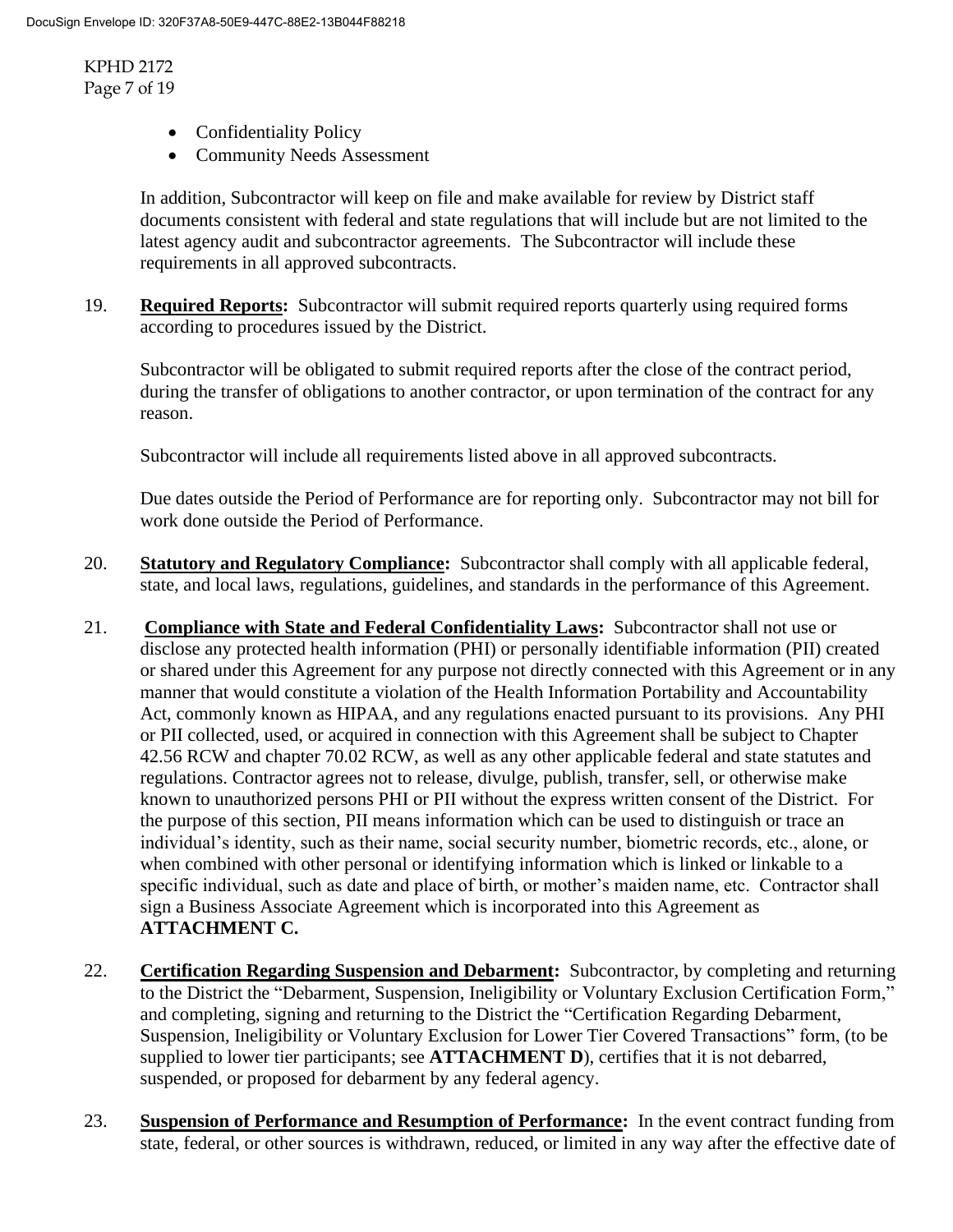- Confidentiality Policy
- Community Needs Assessment

In addition, Subcontractor will keep on file and make available for review by District staff documents consistent with federal and state regulations that will include but are not limited to the latest agency audit and subcontractor agreements. The Subcontractor will include these requirements in all approved subcontracts.

19. **Required Reports:** Subcontractor will submit required reports quarterly using required forms according to procedures issued by the District.

    Subcontractor will be obligated to submit required reports after the close of the contract period, during the transfer of obligations to another contractor, or upon termination of the contract for any reason.

    Subcontractor will include all requirements listed above in all approved subcontracts.

    Due dates outside the Period of Performance are for reporting only. Subcontractor may not bill for work done outside the Period of Performance.

20. **Statutory and Regulatory Compliance:** Subcontractor shall comply with all applicable federal, state, and local laws, regulations, guidelines, and standards in the performance of this Agreement.

21. **Compliance with State and Federal Confidentiality Laws:** Subcontractor shall not use or disclose any protected health information (PHI) or personally identifiable information (PII) created or shared under this Agreement for any purpose not directly connected with this Agreement or in any manner that would constitute a violation of the Health Information Portability and Accountability Act, commonly known as HIPAA, and any regulations enacted pursuant to its provisions. Any PHI or PII collected, used, or acquired in connection with this Agreement shall be subject to Chapter 42.56 RCW and chapter 70.02 RCW, as well as any other applicable federal and state statutes and regulations. Contractor agrees not to release, divulge, publish, transfer, sell, or otherwise make known to unauthorized persons PHI or PII without the express written consent of the District. For the purpose of this section, PII means information which can be used to distinguish or trace an individual's identity, such as their name, social security number, biometric records, etc., alone, or when combined with other personal or identifying information which is linked or linkable to a specific individual, such as date and place of birth, or mother's maiden name, etc. Contractor shall sign a Business Associate Agreement which is incorporated into this Agreement as **ATTACHMENT C.**

22. **Certification Regarding Suspension and Debarment:** Subcontractor, by completing and returning to the District the "Debarment, Suspension, Ineligibility or Voluntary Exclusion Certification Form," and completing, signing and returning to the District the "Certification Regarding Debarment, Suspension, Ineligibility or Voluntary Exclusion for Lower Tier Covered Transactions" form, (to be supplied to lower tier participants; see **ATTACHMENT D**), certifies that it is not debarred, suspended, or proposed for debarment by any federal agency.

23. **Suspension of Performance and Resumption of Performance:** In the event contract funding from state, federal, or other sources is withdrawn, reduced, or limited in any way after the effective date of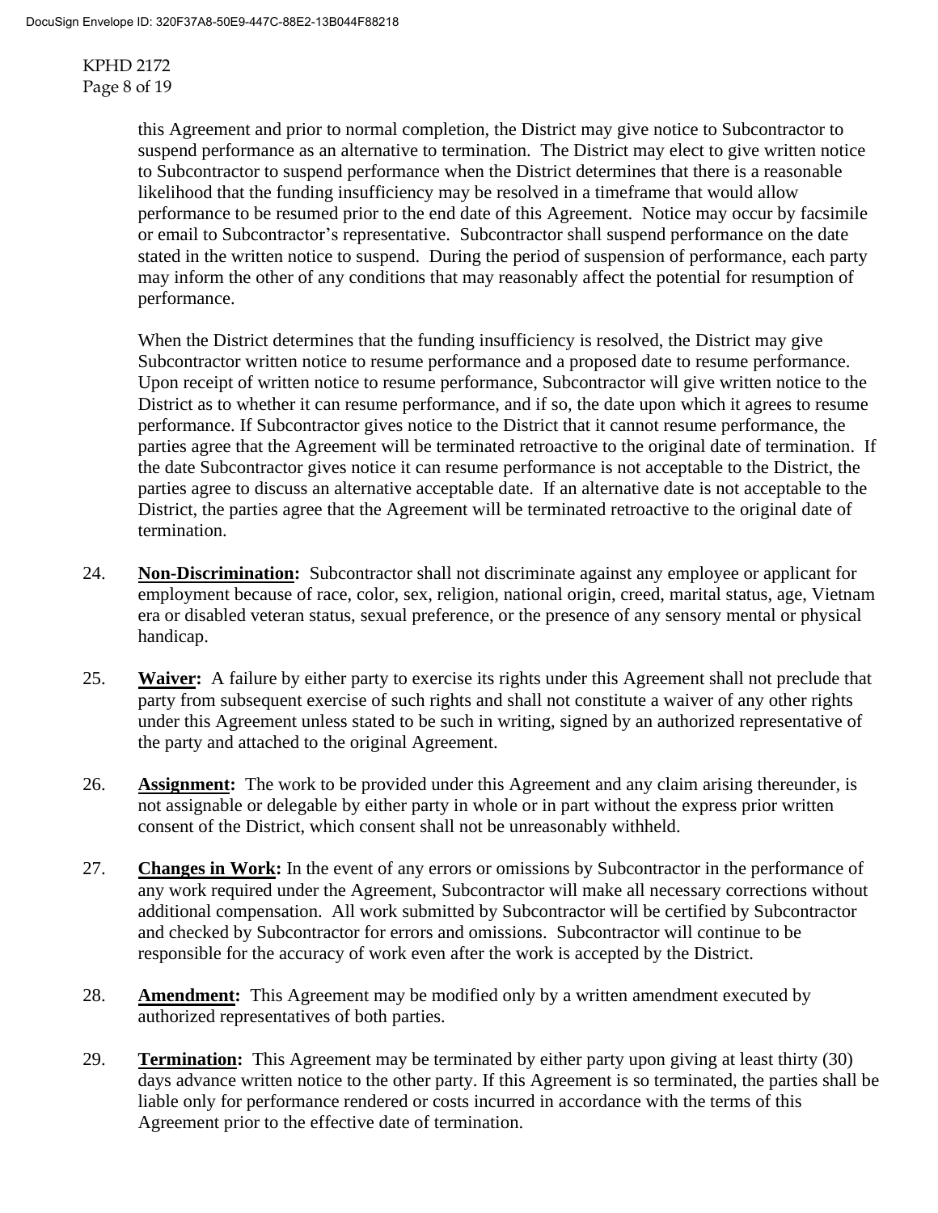this Agreement and prior to normal completion, the District may give notice to Subcontractor to suspend performance as an alternative to termination. The District may elect to give written notice to Subcontractor to suspend performance when the District determines that there is a reasonable likelihood that the funding insufficiency may be resolved in a timeframe that would allow performance to be resumed prior to the end date of this Agreement. Notice may occur by facsimile or email to Subcontractor's representative. Subcontractor shall suspend performance on the date stated in the written notice to suspend. During the period of suspension of performance, each party may inform the other of any conditions that may reasonably affect the potential for resumption of performance.

When the District determines that the funding insufficiency is resolved, the District may give Subcontractor written notice to resume performance and a proposed date to resume performance. Upon receipt of written notice to resume performance, Subcontractor will give written notice to the District as to whether it can resume performance, and if so, the date upon which it agrees to resume performance. If Subcontractor gives notice to the District that it cannot resume performance, the parties agree that the Agreement will be terminated retroactive to the original date of termination. If the date Subcontractor gives notice it can resume performance is not acceptable to the District, the parties agree to discuss an alternative acceptable date. If an alternative date is not acceptable to the District, the parties agree that the Agreement will be terminated retroactive to the original date of termination.

24. **Non-Discrimination:** Subcontractor shall not discriminate against any employee or applicant for employment because of race, color, sex, religion, national origin, creed, marital status, age, Vietnam era or disabled veteran status, sexual preference, or the presence of any sensory mental or physical handicap.

25. **Waiver:** A failure by either party to exercise its rights under this Agreement shall not preclude that party from subsequent exercise of such rights and shall not constitute a waiver of any other rights under this Agreement unless stated to be such in writing, signed by an authorized representative of the party and attached to the original Agreement.

26. **Assignment:** The work to be provided under this Agreement and any claim arising thereunder, is not assignable or delegable by either party in whole or in part without the express prior written consent of the District, which consent shall not be unreasonably withheld.

27. **Changes in Work:** In the event of any errors or omissions by Subcontractor in the performance of any work required under the Agreement, Subcontractor will make all necessary corrections without additional compensation. All work submitted by Subcontractor will be certified by Subcontractor and checked by Subcontractor for errors and omissions. Subcontractor will continue to be responsible for the accuracy of work even after the work is accepted by the District.

28. **Amendment:** This Agreement may be modified only by a written amendment executed by authorized representatives of both parties.

29. **Termination:** This Agreement may be terminated by either party upon giving at least thirty (30) days advance written notice to the other party. If this Agreement is so terminated, the parties shall be liable only for performance rendered or costs incurred in accordance with the terms of this Agreement prior to the effective date of termination.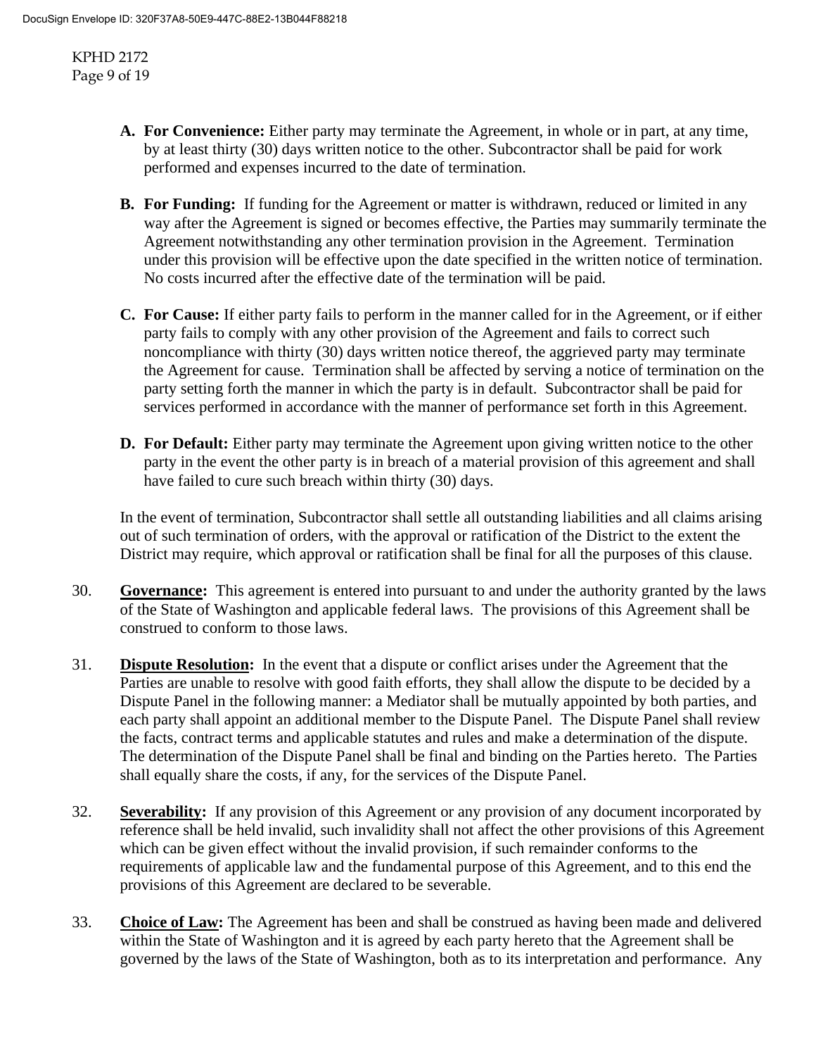**A. For Convenience:** Either party may terminate the Agreement, in whole or in part, at any time, by at least thirty (30) days written notice to the other. Subcontractor shall be paid for work performed and expenses incurred to the date of termination.

**B. For Funding:** If funding for the Agreement or matter is withdrawn, reduced or limited in any way after the Agreement is signed or becomes effective, the Parties may summarily terminate the Agreement notwithstanding any other termination provision in the Agreement. Termination under this provision will be effective upon the date specified in the written notice of termination. No costs incurred after the effective date of the termination will be paid.

**C. For Cause:** If either party fails to perform in the manner called for in the Agreement, or if either party fails to comply with any other provision of the Agreement and fails to correct such noncompliance with thirty (30) days written notice thereof, the aggrieved party may terminate the Agreement for cause. Termination shall be affected by serving a notice of termination on the party setting forth the manner in which the party is in default. Subcontractor shall be paid for services performed in accordance with the manner of performance set forth in this Agreement.

**D. For Default:** Either party may terminate the Agreement upon giving written notice to the other party in the event the other party is in breach of a material provision of this agreement and shall have failed to cure such breach within thirty (30) days.

In the event of termination, Subcontractor shall settle all outstanding liabilities and all claims arising out of such termination of orders, with the approval or ratification of the District to the extent the District may require, which approval or ratification shall be final for all the purposes of this clause.

30. **Governance:** This agreement is entered into pursuant to and under the authority granted by the laws of the State of Washington and applicable federal laws. The provisions of this Agreement shall be construed to conform to those laws.

31. **Dispute Resolution:** In the event that a dispute or conflict arises under the Agreement that the Parties are unable to resolve with good faith efforts, they shall allow the dispute to be decided by a Dispute Panel in the following manner: a Mediator shall be mutually appointed by both parties, and each party shall appoint an additional member to the Dispute Panel. The Dispute Panel shall review the facts, contract terms and applicable statutes and rules and make a determination of the dispute. The determination of the Dispute Panel shall be final and binding on the Parties hereto. The Parties shall equally share the costs, if any, for the services of the Dispute Panel.

32. **Severability:** If any provision of this Agreement or any provision of any document incorporated by reference shall be held invalid, such invalidity shall not affect the other provisions of this Agreement which can be given effect without the invalid provision, if such remainder conforms to the requirements of applicable law and the fundamental purpose of this Agreement, and to this end the provisions of this Agreement are declared to be severable.

33. **Choice of Law:** The Agreement has been and shall be construed as having been made and delivered within the State of Washington and it is agreed by each party hereto that the Agreement shall be governed by the laws of the State of Washington, both as to its interpretation and performance. Any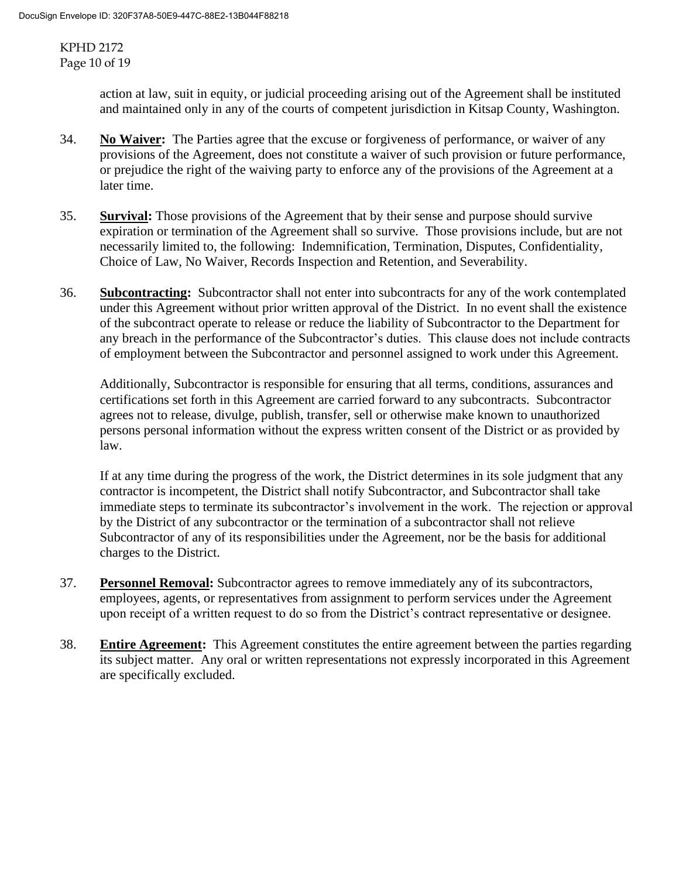action at law, suit in equity, or judicial proceeding arising out of the Agreement shall be instituted and maintained only in any of the courts of competent jurisdiction in Kitsap County, Washington.

34. **No Waiver:** The Parties agree that the excuse or forgiveness of performance, or waiver of any provisions of the Agreement, does not constitute a waiver of such provision or future performance, or prejudice the right of the waiving party to enforce any of the provisions of the Agreement at a later time.

35. **Survival:** Those provisions of the Agreement that by their sense and purpose should survive expiration or termination of the Agreement shall so survive. Those provisions include, but are not necessarily limited to, the following: Indemnification, Termination, Disputes, Confidentiality, Choice of Law, No Waiver, Records Inspection and Retention, and Severability.

36. **Subcontracting:** Subcontractor shall not enter into subcontracts for any of the work contemplated under this Agreement without prior written approval of the District. In no event shall the existence of the subcontract operate to release or reduce the liability of Subcontractor to the Department for any breach in the performance of the Subcontractor's duties. This clause does not include contracts of employment between the Subcontractor and personnel assigned to work under this Agreement.

    Additionally, Subcontractor is responsible for ensuring that all terms, conditions, assurances and certifications set forth in this Agreement are carried forward to any subcontracts. Subcontractor agrees not to release, divulge, publish, transfer, sell or otherwise make known to unauthorized persons personal information without the express written consent of the District or as provided by law.

    If at any time during the progress of the work, the District determines in its sole judgment that any contractor is incompetent, the District shall notify Subcontractor, and Subcontractor shall take immediate steps to terminate its subcontractor's involvement in the work. The rejection or approval by the District of any subcontractor or the termination of a subcontractor shall not relieve Subcontractor of any of its responsibilities under the Agreement, nor be the basis for additional charges to the District.

37. **Personnel Removal:** Subcontractor agrees to remove immediately any of its subcontractors, employees, agents, or representatives from assignment to perform services under the Agreement upon receipt of a written request to do so from the District's contract representative or designee.

38. **Entire Agreement:** This Agreement constitutes the entire agreement between the parties regarding its subject matter. Any oral or written representations not expressly incorporated in this Agreement are specifically excluded.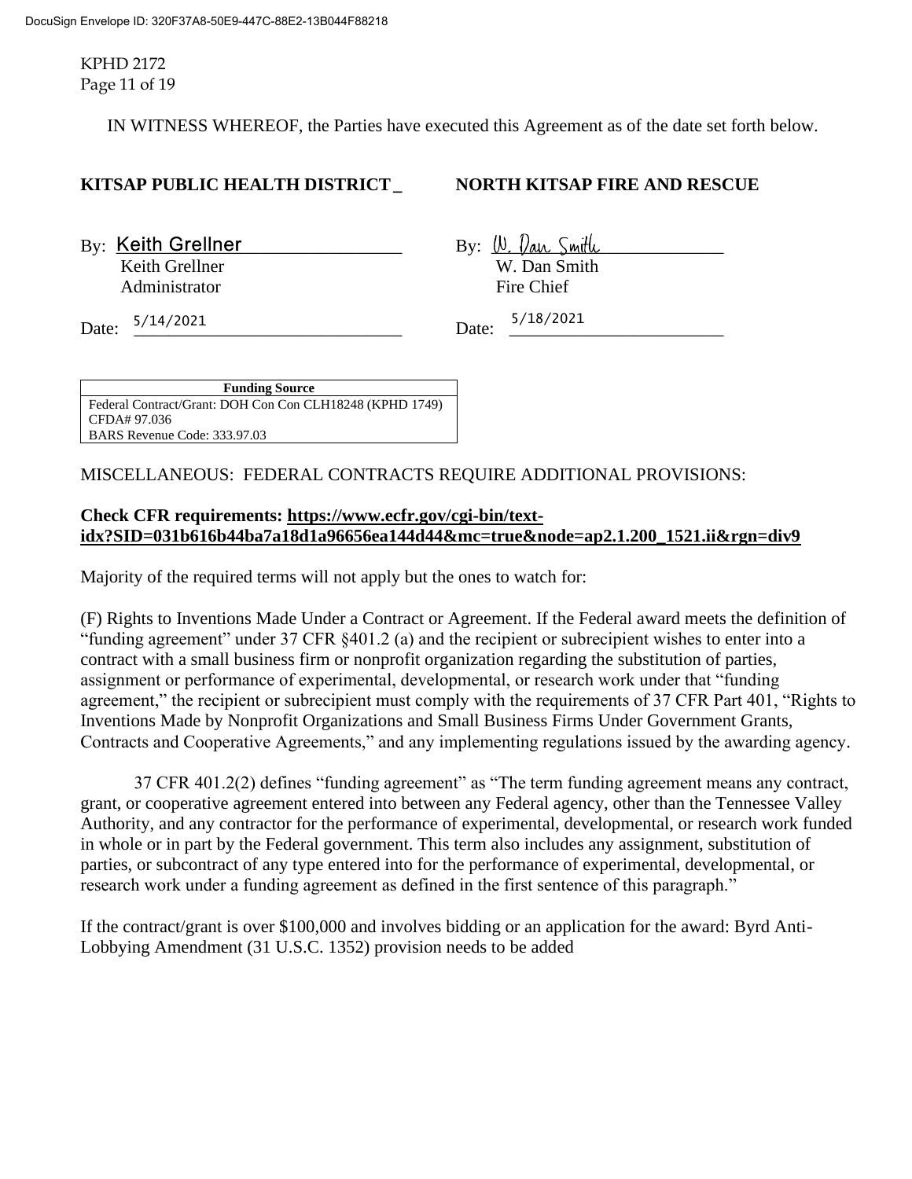IN WITNESS WHEREOF, the Parties have executed this Agreement as of the date set forth below.

| **KITSAP PUBLIC HEALTH DISTRICT** | **NORTH KITSAP FIRE AND RESCUE** |
| --- | --- |
| By: Keith Grellner | By: W. Dan Smith |
| Keith Grellner | W. Dan Smith |
| Administrator | Fire Chief |
| Date: 5/14/2021 | Date: 5/18/2021 |

| Funding Source |
| --- |
| Federal Contract/Grant: DOH Con Con CLH18248 (KPHD 1749) |
| CFDA# 97.036 |
| BARS Revenue Code: 333.97.03 |

MISCELLANEOUS: FEDERAL CONTRACTS REQUIRE ADDITIONAL PROVISIONS:

**Check CFR requirements: https://www.ecfr.gov/cgi-bin/text-idx?SID=031b616b44ba7a18d1a96656ea144d44&mc=true&node=ap2.1.200_1521.ii&rgn=div9**

Majority of the required terms will not apply but the ones to watch for:

(F) Rights to Inventions Made Under a Contract or Agreement. If the Federal award meets the definition of "funding agreement" under 37 CFR §401.2 (a) and the recipient or subrecipient wishes to enter into a contract with a small business firm or nonprofit organization regarding the substitution of parties, assignment or performance of experimental, developmental, or research work under that "funding agreement," the recipient or subrecipient must comply with the requirements of 37 CFR Part 401, "Rights to Inventions Made by Nonprofit Organizations and Small Business Firms Under Government Grants, Contracts and Cooperative Agreements," and any implementing regulations issued by the awarding agency.

37 CFR 401.2(2) defines "funding agreement" as "The term funding agreement means any contract, grant, or cooperative agreement entered into between any Federal agency, other than the Tennessee Valley Authority, and any contractor for the performance of experimental, developmental, or research work funded in whole or in part by the Federal government. This term also includes any assignment, substitution of parties, or subcontract of any type entered into for the performance of experimental, developmental, or research work under a funding agreement as defined in the first sentence of this paragraph."

If the contract/grant is over $100,000 and involves bidding or an application for the award: Byrd Anti-Lobbying Amendment (31 U.S.C. 1352) provision needs to be added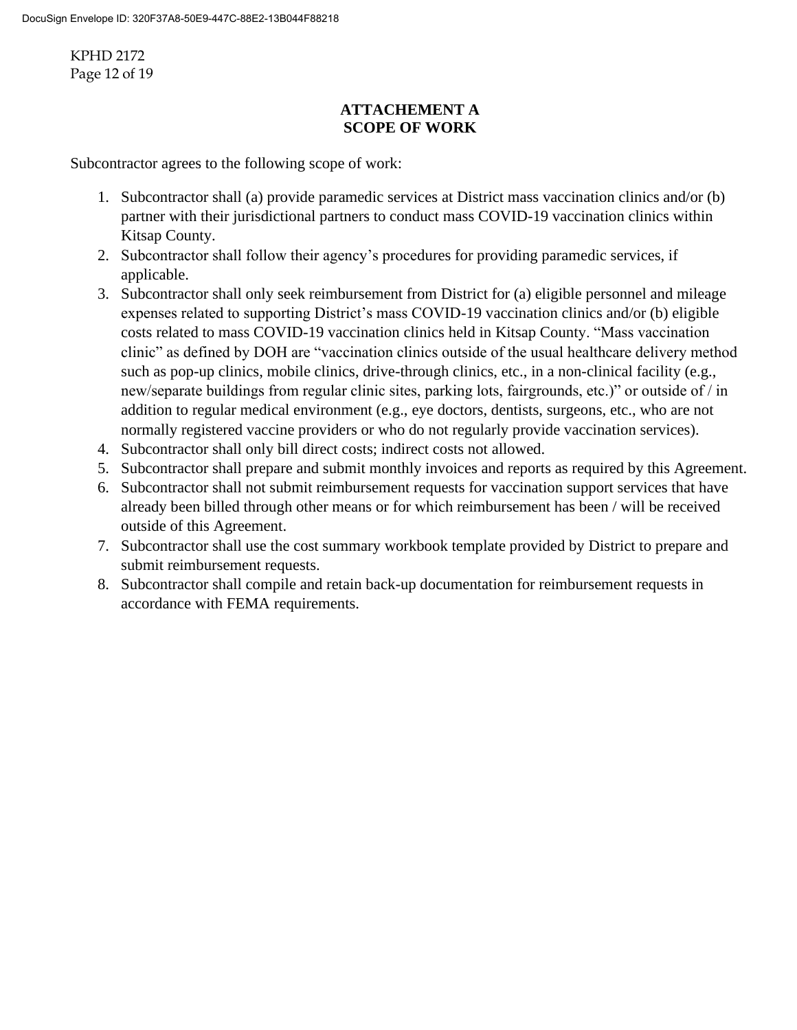# ATTACHEMENT A
# SCOPE OF WORK

Subcontractor agrees to the following scope of work:

1. Subcontractor shall (a) provide paramedic services at District mass vaccination clinics and/or (b) partner with their jurisdictional partners to conduct mass COVID-19 vaccination clinics within Kitsap County.
2. Subcontractor shall follow their agency's procedures for providing paramedic services, if applicable.
3. Subcontractor shall only seek reimbursement from District for (a) eligible personnel and mileage expenses related to supporting District's mass COVID-19 vaccination clinics and/or (b) eligible costs related to mass COVID-19 vaccination clinics held in Kitsap County. "Mass vaccination clinic" as defined by DOH are "vaccination clinics outside of the usual healthcare delivery method such as pop-up clinics, mobile clinics, drive-through clinics, etc., in a non-clinical facility (e.g., new/separate buildings from regular clinic sites, parking lots, fairgrounds, etc.)" or outside of / in addition to regular medical environment (e.g., eye doctors, dentists, surgeons, etc., who are not normally registered vaccine providers or who do not regularly provide vaccination services).
4. Subcontractor shall only bill direct costs; indirect costs not allowed.
5. Subcontractor shall prepare and submit monthly invoices and reports as required by this Agreement.
6. Subcontractor shall not submit reimbursement requests for vaccination support services that have already been billed through other means or for which reimbursement has been / will be received outside of this Agreement.
7. Subcontractor shall use the cost summary workbook template provided by District to prepare and submit reimbursement requests.
8. Subcontractor shall compile and retain back-up documentation for reimbursement requests in accordance with FEMA requirements.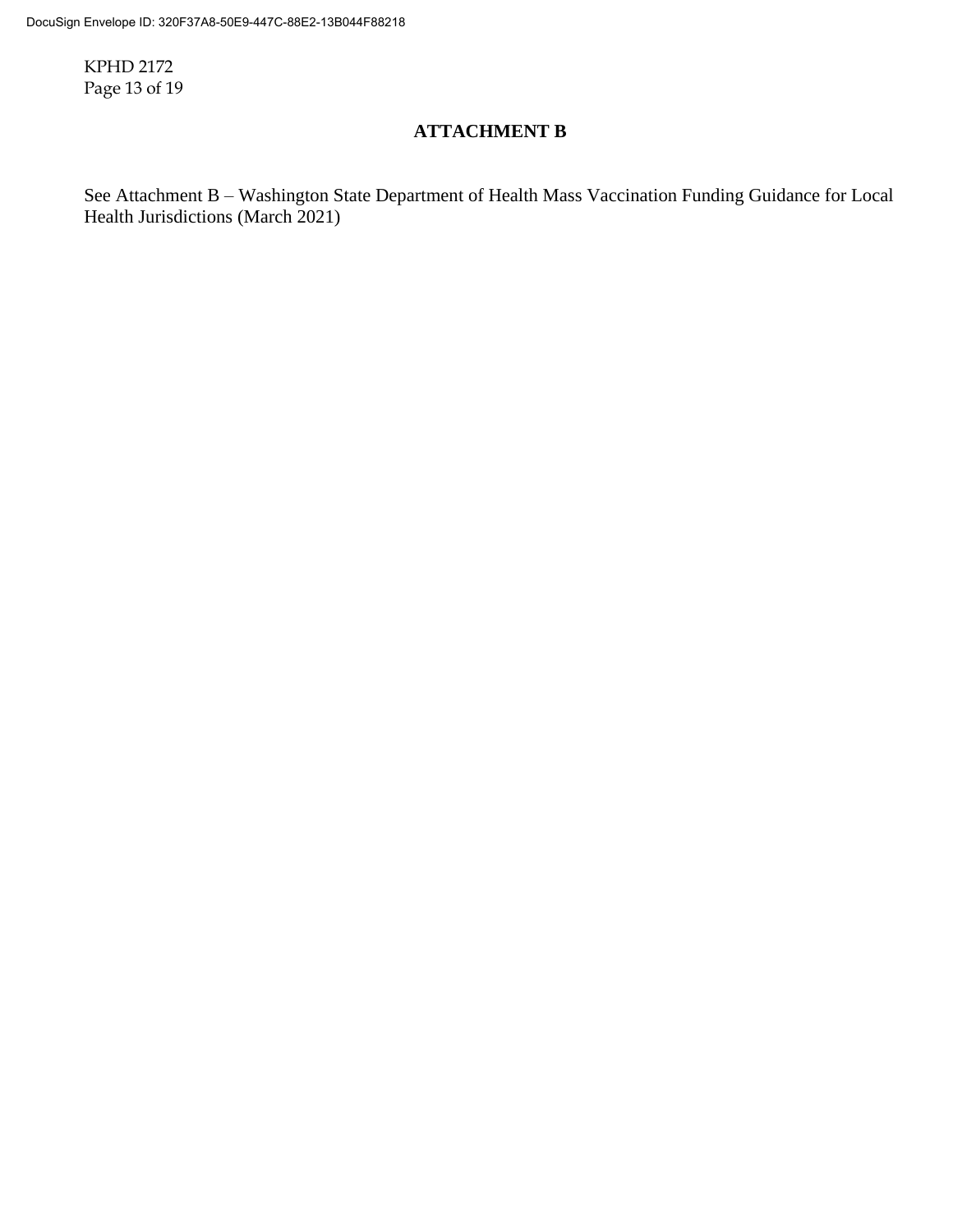## ATTACHMENT B

See Attachment B – Washington State Department of Health Mass Vaccination Funding Guidance for Local Health Jurisdictions (March 2021)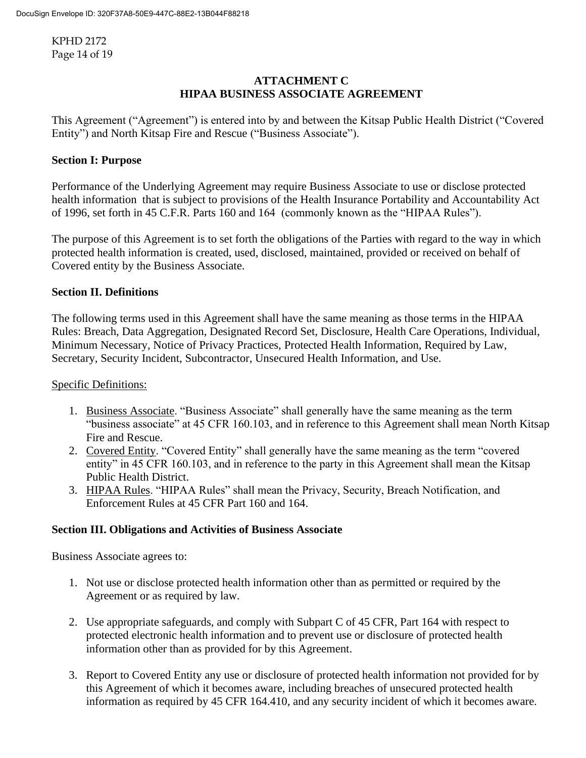## ATTACHMENT C
## HIPAA BUSINESS ASSOCIATE AGREEMENT

This Agreement ("Agreement") is entered into by and between the Kitsap Public Health District ("Covered Entity") and North Kitsap Fire and Rescue ("Business Associate").

**Section I: Purpose**

Performance of the Underlying Agreement may require Business Associate to use or disclose protected health information that is subject to provisions of the Health Insurance Portability and Accountability Act of 1996, set forth in 45 C.F.R. Parts 160 and 164 (commonly known as the "HIPAA Rules").

The purpose of this Agreement is to set forth the obligations of the Parties with regard to the way in which protected health information is created, used, disclosed, maintained, provided or received on behalf of Covered entity by the Business Associate.

**Section II. Definitions**

The following terms used in this Agreement shall have the same meaning as those terms in the HIPAA Rules: Breach, Data Aggregation, Designated Record Set, Disclosure, Health Care Operations, Individual, Minimum Necessary, Notice of Privacy Practices, Protected Health Information, Required by Law, Secretary, Security Incident, Subcontractor, Unsecured Health Information, and Use.

Specific Definitions:

1. Business Associate. "Business Associate" shall generally have the same meaning as the term "business associate" at 45 CFR 160.103, and in reference to this Agreement shall mean North Kitsap Fire and Rescue.
2. Covered Entity. "Covered Entity" shall generally have the same meaning as the term "covered entity" in 45 CFR 160.103, and in reference to the party in this Agreement shall mean the Kitsap Public Health District.
3. HIPAA Rules. "HIPAA Rules" shall mean the Privacy, Security, Breach Notification, and Enforcement Rules at 45 CFR Part 160 and 164.

**Section III. Obligations and Activities of Business Associate**

Business Associate agrees to:

1. Not use or disclose protected health information other than as permitted or required by the Agreement or as required by law.

2. Use appropriate safeguards, and comply with Subpart C of 45 CFR, Part 164 with respect to protected electronic health information and to prevent use or disclosure of protected health information other than as provided for by this Agreement.

3. Report to Covered Entity any use or disclosure of protected health information not provided for by this Agreement of which it becomes aware, including breaches of unsecured protected health information as required by 45 CFR 164.410, and any security incident of which it becomes aware.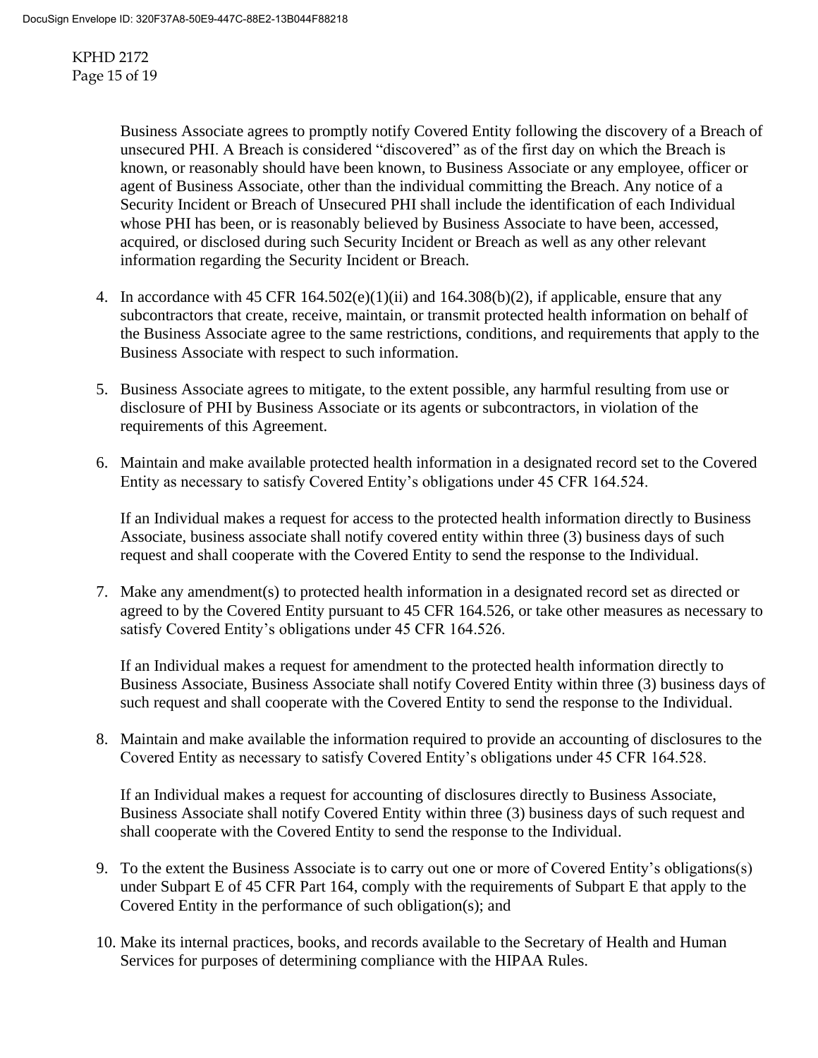Business Associate agrees to promptly notify Covered Entity following the discovery of a Breach of unsecured PHI. A Breach is considered "discovered" as of the first day on which the Breach is known, or reasonably should have been known, to Business Associate or any employee, officer or agent of Business Associate, other than the individual committing the Breach. Any notice of a Security Incident or Breach of Unsecured PHI shall include the identification of each Individual whose PHI has been, or is reasonably believed by Business Associate to have been, accessed, acquired, or disclosed during such Security Incident or Breach as well as any other relevant information regarding the Security Incident or Breach.

4. In accordance with 45 CFR 164.502(e)(1)(ii) and 164.308(b)(2), if applicable, ensure that any subcontractors that create, receive, maintain, or transmit protected health information on behalf of the Business Associate agree to the same restrictions, conditions, and requirements that apply to the Business Associate with respect to such information.

5. Business Associate agrees to mitigate, to the extent possible, any harmful resulting from use or disclosure of PHI by Business Associate or its agents or subcontractors, in violation of the requirements of this Agreement.

6. Maintain and make available protected health information in a designated record set to the Covered Entity as necessary to satisfy Covered Entity's obligations under 45 CFR 164.524.

   If an Individual makes a request for access to the protected health information directly to Business Associate, business associate shall notify covered entity within three (3) business days of such request and shall cooperate with the Covered Entity to send the response to the Individual.

7. Make any amendment(s) to protected health information in a designated record set as directed or agreed to by the Covered Entity pursuant to 45 CFR 164.526, or take other measures as necessary to satisfy Covered Entity's obligations under 45 CFR 164.526.

   If an Individual makes a request for amendment to the protected health information directly to Business Associate, Business Associate shall notify Covered Entity within three (3) business days of such request and shall cooperate with the Covered Entity to send the response to the Individual.

8. Maintain and make available the information required to provide an accounting of disclosures to the Covered Entity as necessary to satisfy Covered Entity's obligations under 45 CFR 164.528.

   If an Individual makes a request for accounting of disclosures directly to Business Associate, Business Associate shall notify Covered Entity within three (3) business days of such request and shall cooperate with the Covered Entity to send the response to the Individual.

9. To the extent the Business Associate is to carry out one or more of Covered Entity's obligations(s) under Subpart E of 45 CFR Part 164, comply with the requirements of Subpart E that apply to the Covered Entity in the performance of such obligation(s); and

10. Make its internal practices, books, and records available to the Secretary of Health and Human Services for purposes of determining compliance with the HIPAA Rules.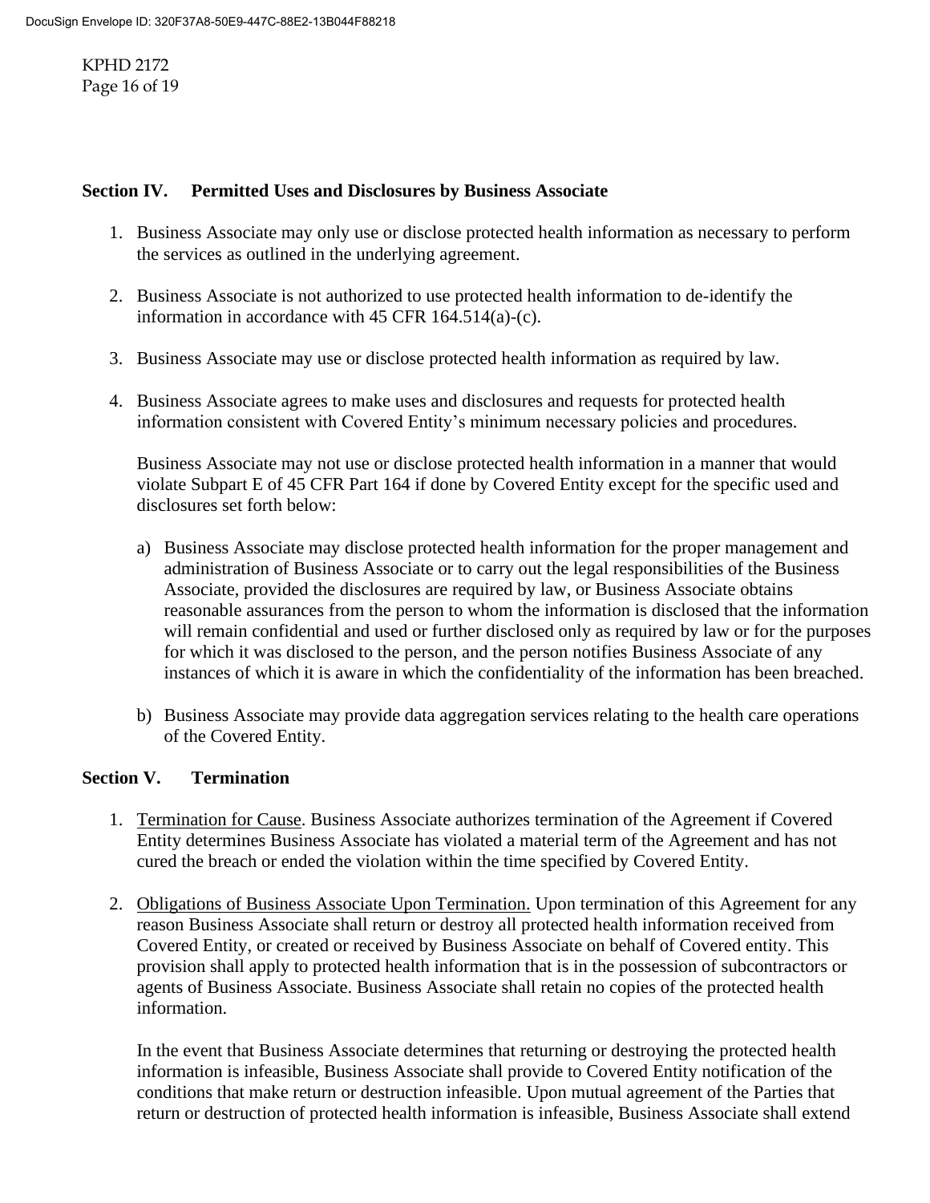## Section IV. Permitted Uses and Disclosures by Business Associate

1. Business Associate may only use or disclose protected health information as necessary to perform the services as outlined in the underlying agreement.

2. Business Associate is not authorized to use protected health information to de-identify the information in accordance with 45 CFR 164.514(a)-(c).

3. Business Associate may use or disclose protected health information as required by law.

4. Business Associate agrees to make uses and disclosures and requests for protected health information consistent with Covered Entity's minimum necessary policies and procedures.

   Business Associate may not use or disclose protected health information in a manner that would violate Subpart E of 45 CFR Part 164 if done by Covered Entity except for the specific used and disclosures set forth below:

   a) Business Associate may disclose protected health information for the proper management and administration of Business Associate or to carry out the legal responsibilities of the Business Associate, provided the disclosures are required by law, or Business Associate obtains reasonable assurances from the person to whom the information is disclosed that the information will remain confidential and used or further disclosed only as required by law or for the purposes for which it was disclosed to the person, and the person notifies Business Associate of any instances of which it is aware in which the confidentiality of the information has been breached.

   b) Business Associate may provide data aggregation services relating to the health care operations of the Covered Entity.

## Section V. Termination

1. <u>Termination for Cause</u>. Business Associate authorizes termination of the Agreement if Covered Entity determines Business Associate has violated a material term of the Agreement and has not cured the breach or ended the violation within the time specified by Covered Entity.

2. <u>Obligations of Business Associate Upon Termination.</u> Upon termination of this Agreement for any reason Business Associate shall return or destroy all protected health information received from Covered Entity, or created or received by Business Associate on behalf of Covered entity. This provision shall apply to protected health information that is in the possession of subcontractors or agents of Business Associate. Business Associate shall retain no copies of the protected health information.

   In the event that Business Associate determines that returning or destroying the protected health information is infeasible, Business Associate shall provide to Covered Entity notification of the conditions that make return or destruction infeasible. Upon mutual agreement of the Parties that return or destruction of protected health information is infeasible, Business Associate shall extend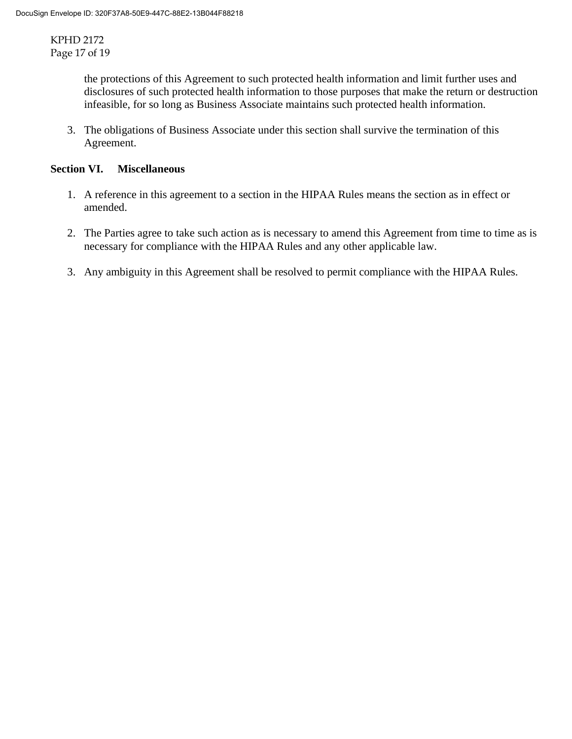the protections of this Agreement to such protected health information and limit further uses and disclosures of such protected health information to those purposes that make the return or destruction infeasible, for so long as Business Associate maintains such protected health information.

3. The obligations of Business Associate under this section shall survive the termination of this Agreement.

**Section VI. Miscellaneous**

1. A reference in this agreement to a section in the HIPAA Rules means the section as in effect or amended.

2. The Parties agree to take such action as is necessary to amend this Agreement from time to time as is necessary for compliance with the HIPAA Rules and any other applicable law.

3. Any ambiguity in this Agreement shall be resolved to permit compliance with the HIPAA Rules.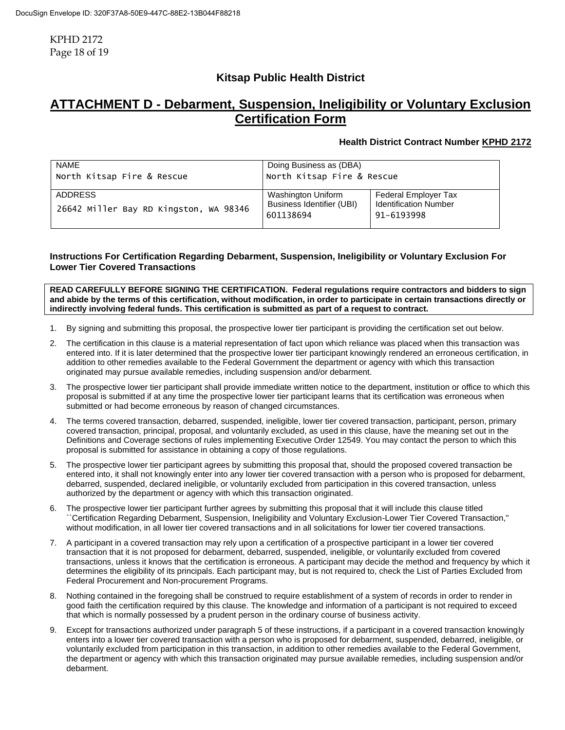## Kitsap Public Health District

# ATTACHMENT D - Debarment, Suspension, Ineligibility or Voluntary Exclusion Certification Form

**Health District Contract Number KPHD 2172**

| NAME | Doing Business as (DBA) | |
|---|---|---|
| North Kitsap Fire & Rescue | North Kitsap Fire & Rescue | |
| ADDRESS | Washington Uniform Business Identifier (UBI) | Federal Employer Tax Identification Number |
| 26642 Miller Bay RD Kingston, WA 98346 | 601138694 | 91-6193998 |

### Instructions For Certification Regarding Debarment, Suspension, Ineligibility or Voluntary Exclusion For Lower Tier Covered Transactions

**READ CAREFULLY BEFORE SIGNING THE CERTIFICATION. Federal regulations require contractors and bidders to sign and abide by the terms of this certification, without modification, in order to participate in certain transactions directly or indirectly involving federal funds. This certification is submitted as part of a request to contract.**

1. By signing and submitting this proposal, the prospective lower tier participant is providing the certification set out below.
2. The certification in this clause is a material representation of fact upon which reliance was placed when this transaction was entered into. If it is later determined that the prospective lower tier participant knowingly rendered an erroneous certification, in addition to other remedies available to the Federal Government the department or agency with which this transaction originated may pursue available remedies, including suspension and/or debarment.
3. The prospective lower tier participant shall provide immediate written notice to the department, institution or office to which this proposal is submitted if at any time the prospective lower tier participant learns that its certification was erroneous when submitted or had become erroneous by reason of changed circumstances.
4. The terms covered transaction, debarred, suspended, ineligible, lower tier covered transaction, participant, person, primary covered transaction, principal, proposal, and voluntarily excluded, as used in this clause, have the meaning set out in the Definitions and Coverage sections of rules implementing Executive Order 12549. You may contact the person to which this proposal is submitted for assistance in obtaining a copy of those regulations.
5. The prospective lower tier participant agrees by submitting this proposal that, should the proposed covered transaction be entered into, it shall not knowingly enter into any lower tier covered transaction with a person who is proposed for debarment, debarred, suspended, declared ineligible, or voluntarily excluded from participation in this covered transaction, unless authorized by the department or agency with which this transaction originated.
6. The prospective lower tier participant further agrees by submitting this proposal that it will include this clause titled ``Certification Regarding Debarment, Suspension, Ineligibility and Voluntary Exclusion-Lower Tier Covered Transaction,'' without modification, in all lower tier covered transactions and in all solicitations for lower tier covered transactions.
7. A participant in a covered transaction may rely upon a certification of a prospective participant in a lower tier covered transaction that it is not proposed for debarment, debarred, suspended, ineligible, or voluntarily excluded from covered transactions, unless it knows that the certification is erroneous. A participant may decide the method and frequency by which it determines the eligibility of its principals. Each participant may, but is not required to, check the List of Parties Excluded from Federal Procurement and Non-procurement Programs.
8. Nothing contained in the foregoing shall be construed to require establishment of a system of records in order to render in good faith the certification required by this clause. The knowledge and information of a participant is not required to exceed that which is normally possessed by a prudent person in the ordinary course of business activity.
9. Except for transactions authorized under paragraph 5 of these instructions, if a participant in a covered transaction knowingly enters into a lower tier covered transaction with a person who is proposed for debarment, suspended, debarred, ineligible, or voluntarily excluded from participation in this transaction, in addition to other remedies available to the Federal Government, the department or agency with which this transaction originated may pursue available remedies, including suspension and/or debarment.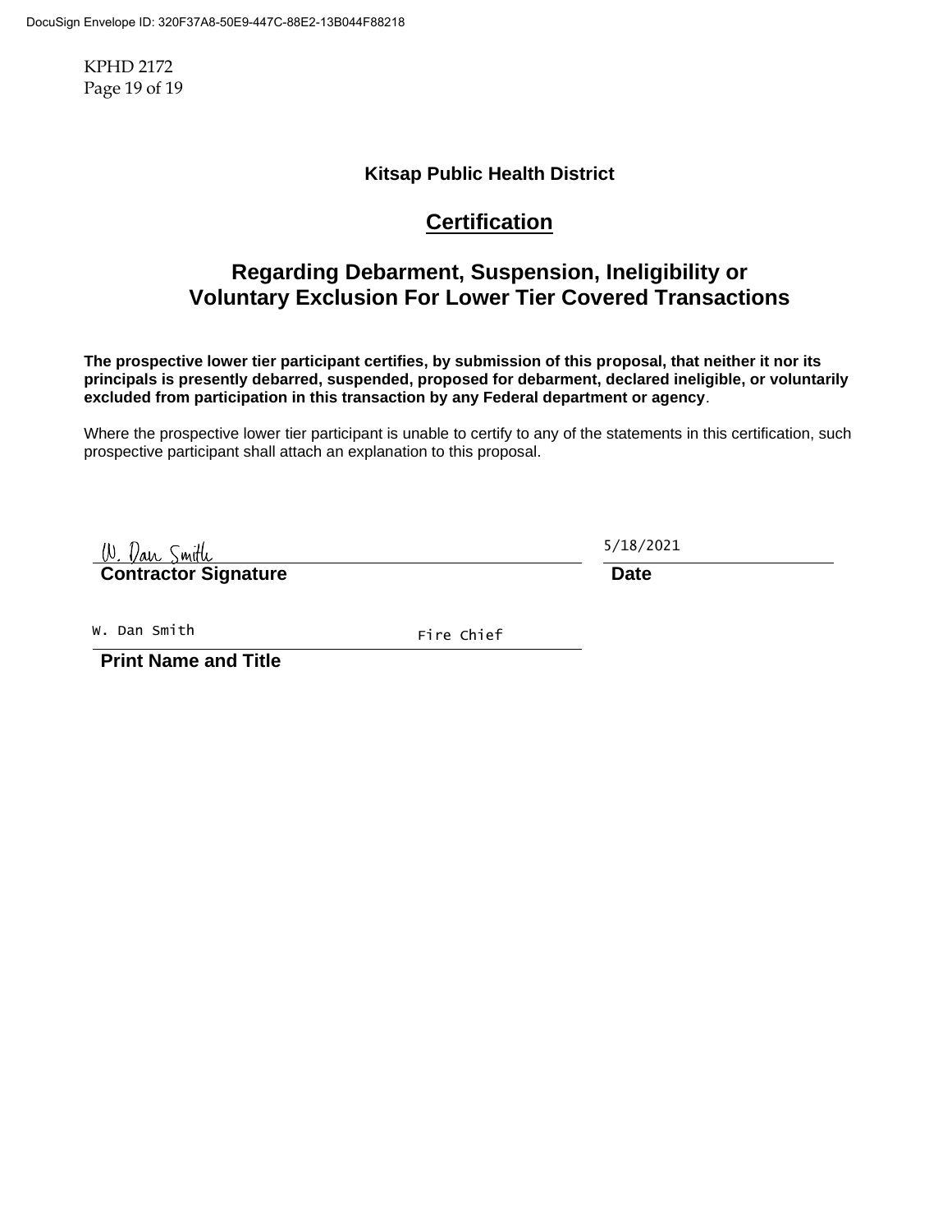### Kitsap Public Health District

## Certification

## Regarding Debarment, Suspension, Ineligibility or Voluntary Exclusion For Lower Tier Covered Transactions

**The prospective lower tier participant certifies, by submission of this proposal, that neither it nor its principals is presently debarred, suspended, proposed for debarment, declared ineligible, or voluntarily excluded from participation in this transaction by any Federal department or agency**.

Where the prospective lower tier participant is unable to certify to any of the statements in this certification, such prospective participant shall attach an explanation to this proposal.

W. Dan Smith

**Contractor Signature**

5/18/2021

**Date**

W. Dan Smith    Fire Chief

**Print Name and Title**